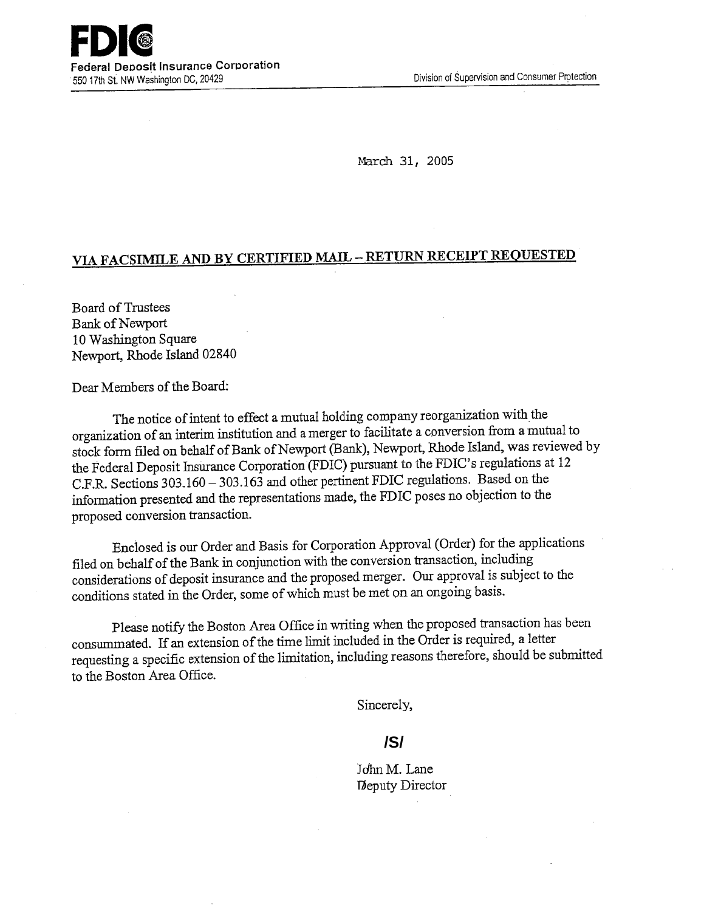**FDIC**
Federal Deposit Insurance Corporation
550 17th St. NW Washington DC, 20429

Division of Supervision and Consumer Protection

March 31, 2005

**VIA FACSIMILE AND BY CERTIFIED MAIL – RETURN RECEIPT REQUESTED**

Board of Trustees
Bank of Newport
10 Washington Square
Newport, Rhode Island 02840

Dear Members of the Board:

The notice of intent to effect a mutual holding company reorganization with the organization of an interim institution and a merger to facilitate a conversion from a mutual to stock form filed on behalf of Bank of Newport (Bank), Newport, Rhode Island, was reviewed by the Federal Deposit Insurance Corporation (FDIC) pursuant to the FDIC's regulations at 12 C.F.R. Sections 303.160 – 303.163 and other pertinent FDIC regulations. Based on the information presented and the representations made, the FDIC poses no objection to the proposed conversion transaction.

Enclosed is our Order and Basis for Corporation Approval (Order) for the applications filed on behalf of the Bank in conjunction with the conversion transaction, including considerations of deposit insurance and the proposed merger. Our approval is subject to the conditions stated in the Order, some of which must be met on an ongoing basis.

Please notify the Boston Area Office in writing when the proposed transaction has been consummated. If an extension of the time limit included in the Order is required, a letter requesting a specific extension of the limitation, including reasons therefore, should be submitted to the Boston Area Office.

Sincerely,

/S/

John M. Lane
Deputy Director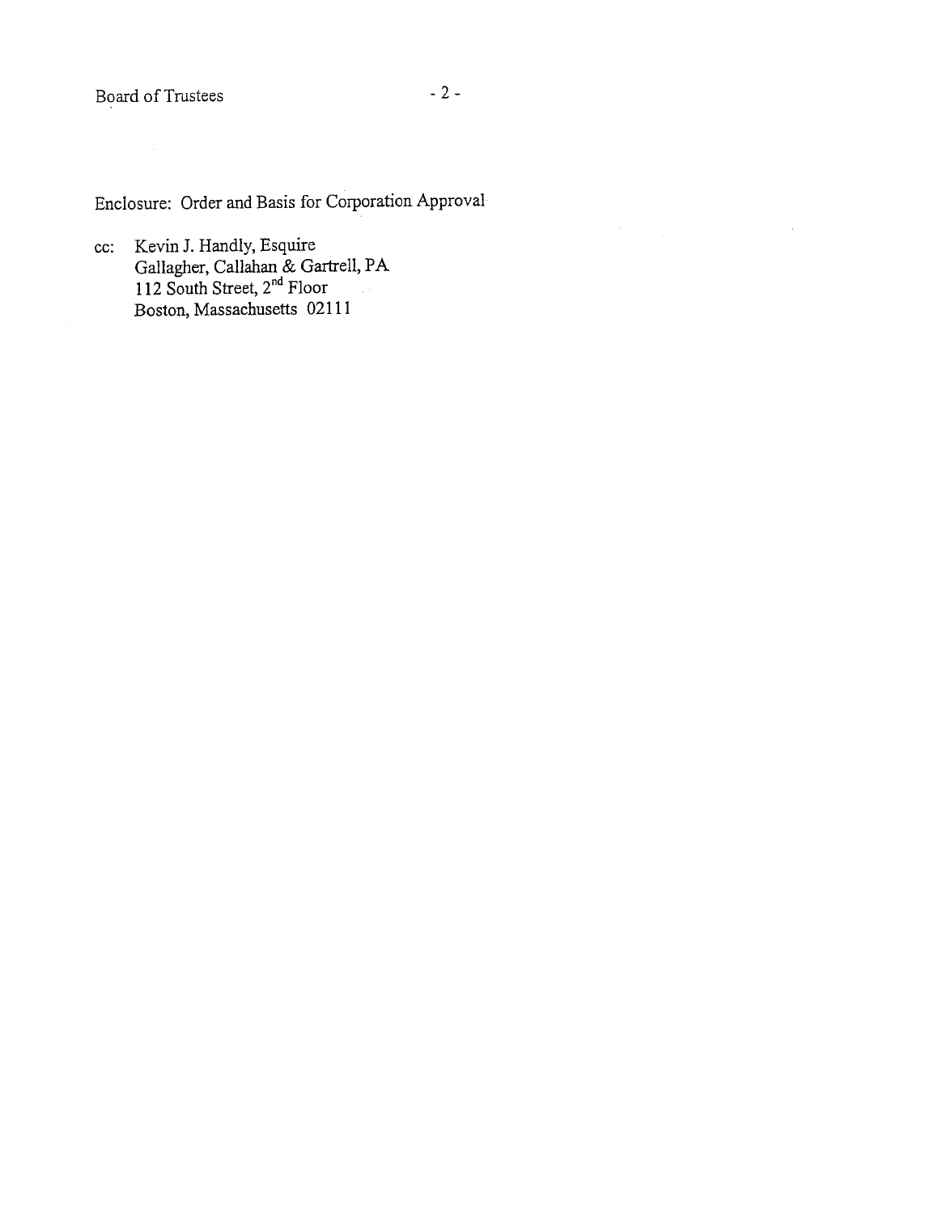Enclosure: Order and Basis for Corporation Approval

cc: Kevin J. Handly, Esquire
Gallagher, Callahan & Gartrell, PA
112 South Street, 2nd Floor
Boston, Massachusetts 02111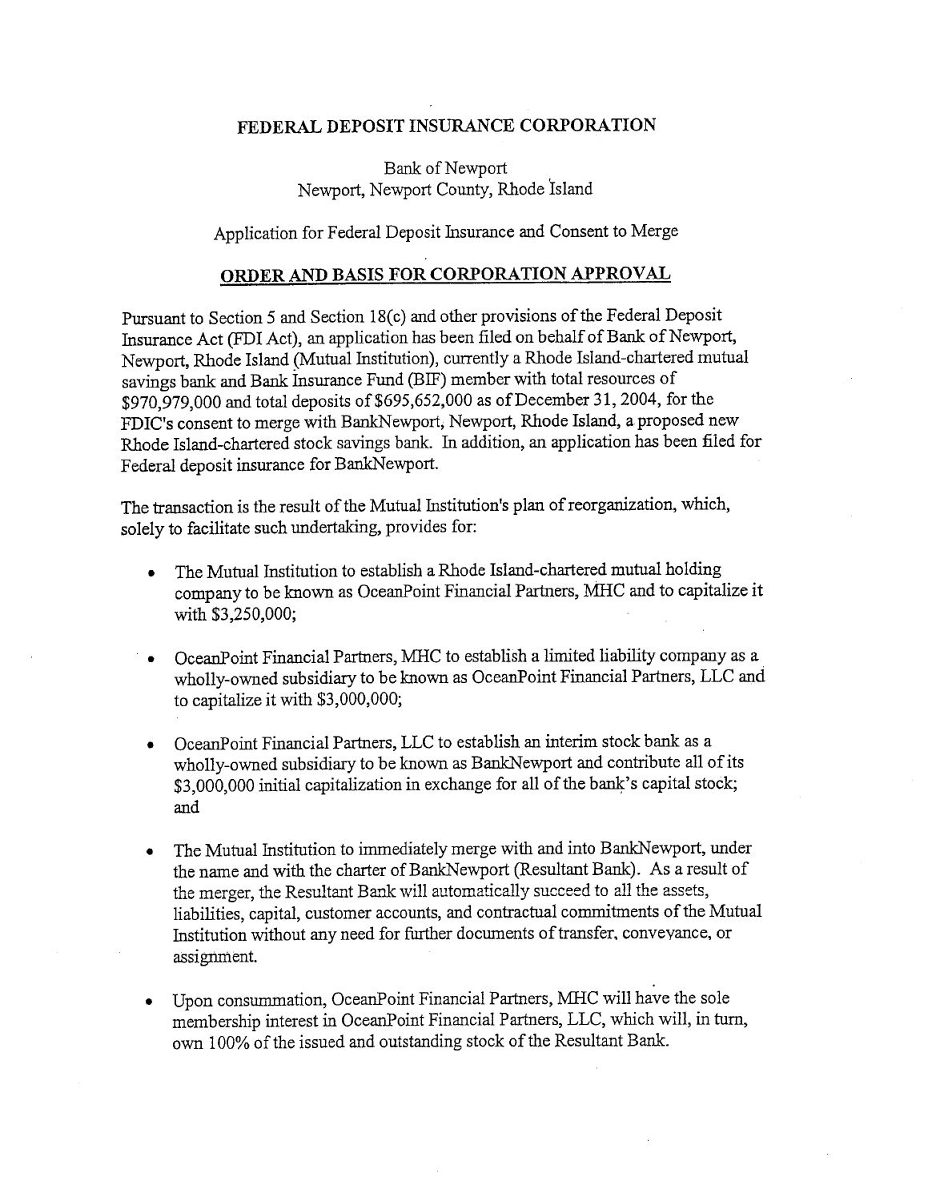**FEDERAL DEPOSIT INSURANCE CORPORATION**

Bank of Newport
Newport, Newport County, Rhode Island

Application for Federal Deposit Insurance and Consent to Merge

## ORDER AND BASIS FOR CORPORATION APPROVAL

Pursuant to Section 5 and Section 18(c) and other provisions of the Federal Deposit Insurance Act (FDI Act), an application has been filed on behalf of Bank of Newport, Newport, Rhode Island (Mutual Institution), currently a Rhode Island-chartered mutual savings bank and Bank Insurance Fund (BIF) member with total resources of $970,979,000 and total deposits of $695,652,000 as of December 31, 2004, for the FDIC's consent to merge with BankNewport, Newport, Rhode Island, a proposed new Rhode Island-chartered stock savings bank. In addition, an application has been filed for Federal deposit insurance for BankNewport.

The transaction is the result of the Mutual Institution's plan of reorganization, which, solely to facilitate such undertaking, provides for:

- The Mutual Institution to establish a Rhode Island-chartered mutual holding company to be known as OceanPoint Financial Partners, MHC and to capitalize it with $3,250,000;
- OceanPoint Financial Partners, MHC to establish a limited liability company as a wholly-owned subsidiary to be known as OceanPoint Financial Partners, LLC and to capitalize it with $3,000,000;
- OceanPoint Financial Partners, LLC to establish an interim stock bank as a wholly-owned subsidiary to be known as BankNewport and contribute all of its $3,000,000 initial capitalization in exchange for all of the bank's capital stock; and
- The Mutual Institution to immediately merge with and into BankNewport, under the name and with the charter of BankNewport (Resultant Bank). As a result of the merger, the Resultant Bank will automatically succeed to all the assets, liabilities, capital, customer accounts, and contractual commitments of the Mutual Institution without any need for further documents of transfer, conveyance, or assignment.
- Upon consummation, OceanPoint Financial Partners, MHC will have the sole membership interest in OceanPoint Financial Partners, LLC, which will, in turn, own 100% of the issued and outstanding stock of the Resultant Bank.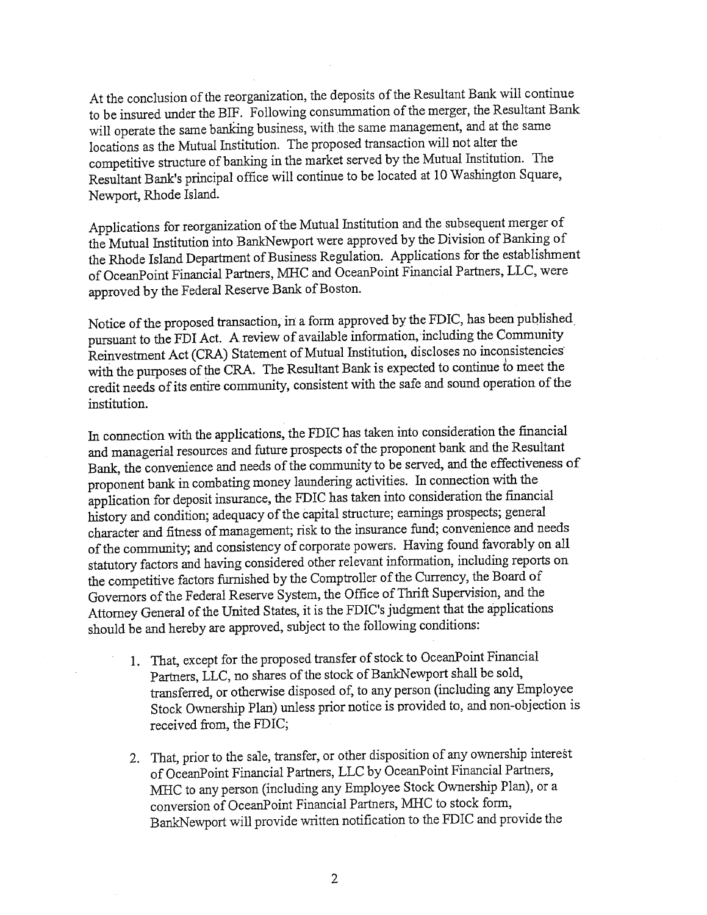At the conclusion of the reorganization, the deposits of the Resultant Bank will continue to be insured under the BIF. Following consummation of the merger, the Resultant Bank will operate the same banking business, with the same management, and at the same locations as the Mutual Institution. The proposed transaction will not alter the competitive structure of banking in the market served by the Mutual Institution. The Resultant Bank's principal office will continue to be located at 10 Washington Square, Newport, Rhode Island.

Applications for reorganization of the Mutual Institution and the subsequent merger of the Mutual Institution into BankNewport were approved by the Division of Banking of the Rhode Island Department of Business Regulation. Applications for the establishment of OceanPoint Financial Partners, MHC and OceanPoint Financial Partners, LLC, were approved by the Federal Reserve Bank of Boston.

Notice of the proposed transaction, in a form approved by the FDIC, has been published pursuant to the FDI Act. A review of available information, including the Community Reinvestment Act (CRA) Statement of Mutual Institution, discloses no inconsistencies with the purposes of the CRA. The Resultant Bank is expected to continue to meet the credit needs of its entire community, consistent with the safe and sound operation of the institution.

In connection with the applications, the FDIC has taken into consideration the financial and managerial resources and future prospects of the proponent bank and the Resultant Bank, the convenience and needs of the community to be served, and the effectiveness of proponent bank in combating money laundering activities. In connection with the application for deposit insurance, the FDIC has taken into consideration the financial history and condition; adequacy of the capital structure; earnings prospects; general character and fitness of management; risk to the insurance fund; convenience and needs of the community; and consistency of corporate powers. Having found favorably on all statutory factors and having considered other relevant information, including reports on the competitive factors furnished by the Comptroller of the Currency, the Board of Governors of the Federal Reserve System, the Office of Thrift Supervision, and the Attorney General of the United States, it is the FDIC's judgment that the applications should be and hereby are approved, subject to the following conditions:

1. That, except for the proposed transfer of stock to OceanPoint Financial Partners, LLC, no shares of the stock of BankNewport shall be sold, transferred, or otherwise disposed of, to any person (including any Employee Stock Ownership Plan) unless prior notice is provided to, and non-objection is received from, the FDIC;

2. That, prior to the sale, transfer, or other disposition of any ownership interest of OceanPoint Financial Partners, LLC by OceanPoint Financial Partners, MHC to any person (including any Employee Stock Ownership Plan), or a conversion of OceanPoint Financial Partners, MHC to stock form, BankNewport will provide written notification to the FDIC and provide the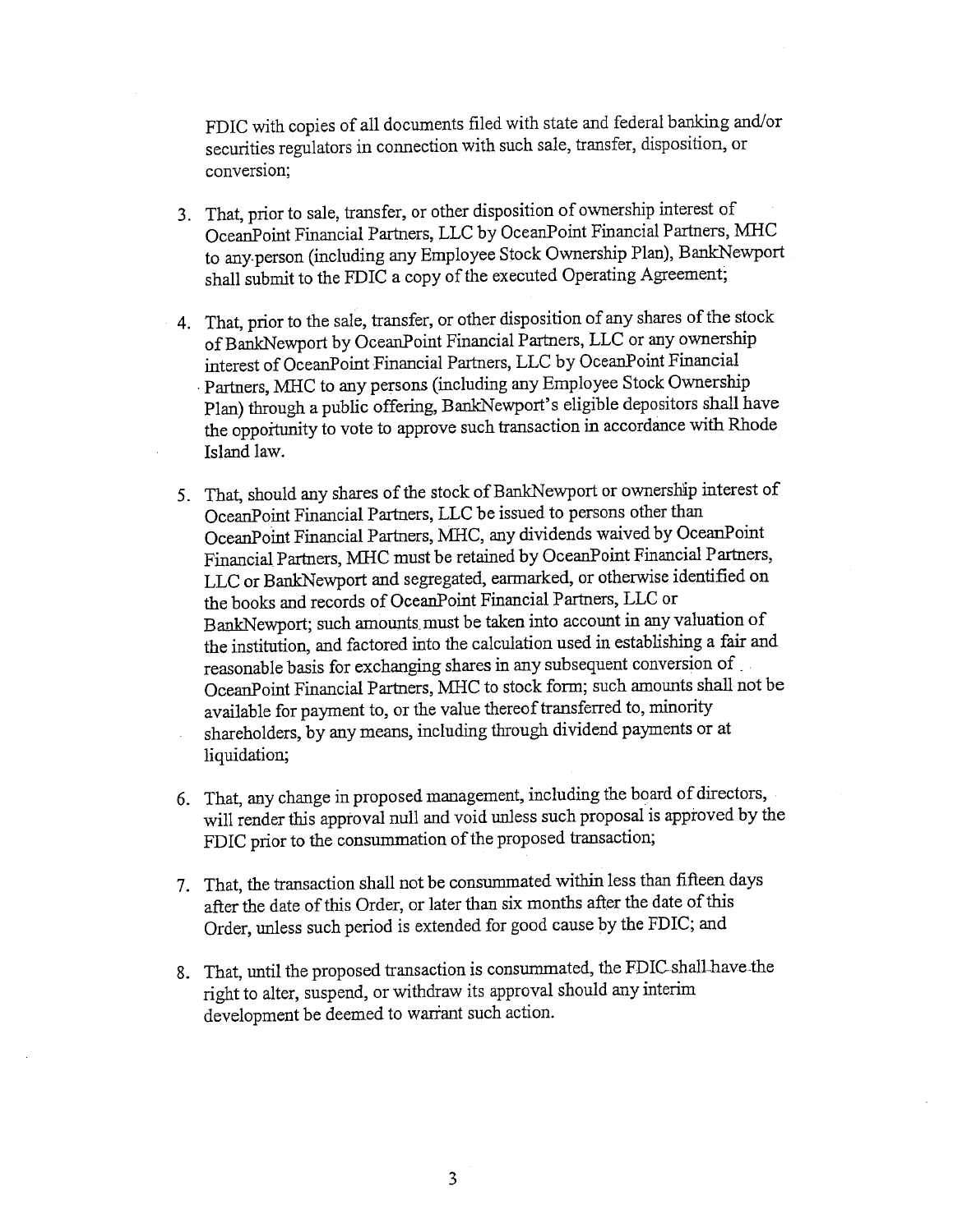FDIC with copies of all documents filed with state and federal banking and/or securities regulators in connection with such sale, transfer, disposition, or conversion;

3. That, prior to sale, transfer, or other disposition of ownership interest of OceanPoint Financial Partners, LLC by OceanPoint Financial Partners, MHC to any person (including any Employee Stock Ownership Plan), BankNewport shall submit to the FDIC a copy of the executed Operating Agreement;

4. That, prior to the sale, transfer, or other disposition of any shares of the stock of BankNewport by OceanPoint Financial Partners, LLC or any ownership interest of OceanPoint Financial Partners, LLC by OceanPoint Financial Partners, MHC to any persons (including any Employee Stock Ownership Plan) through a public offering, BankNewport's eligible depositors shall have the opportunity to vote to approve such transaction in accordance with Rhode Island law.

5. That, should any shares of the stock of BankNewport or ownership interest of OceanPoint Financial Partners, LLC be issued to persons other than OceanPoint Financial Partners, MHC, any dividends waived by OceanPoint Financial Partners, MHC must be retained by OceanPoint Financial Partners, LLC or BankNewport and segregated, earmarked, or otherwise identified on the books and records of OceanPoint Financial Partners, LLC or BankNewport; such amounts must be taken into account in any valuation of the institution, and factored into the calculation used in establishing a fair and reasonable basis for exchanging shares in any subsequent conversion of OceanPoint Financial Partners, MHC to stock form; such amounts shall not be available for payment to, or the value thereof transferred to, minority shareholders, by any means, including through dividend payments or at liquidation;

6. That, any change in proposed management, including the board of directors, will render this approval null and void unless such proposal is approved by the FDIC prior to the consummation of the proposed transaction;

7. That, the transaction shall not be consummated within less than fifteen days after the date of this Order, or later than six months after the date of this Order, unless such period is extended for good cause by the FDIC; and

8. That, until the proposed transaction is consummated, the FDIC shall have the right to alter, suspend, or withdraw its approval should any interim development be deemed to warrant such action.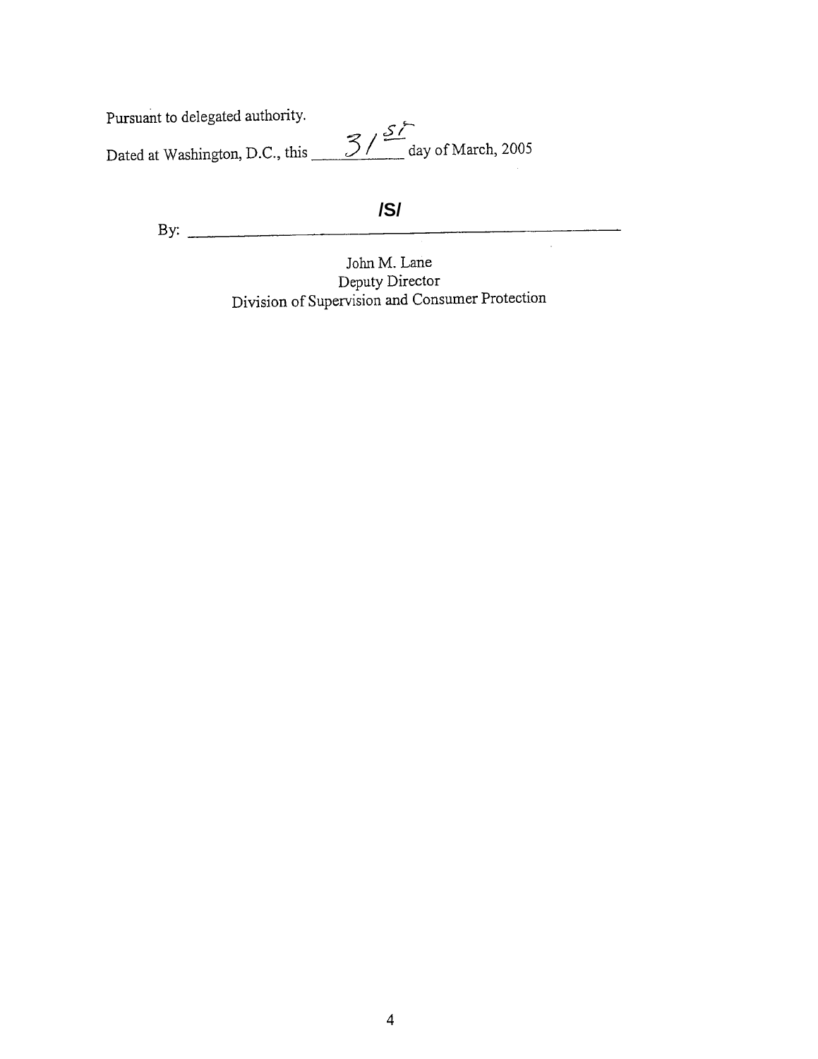Pursuant to delegated authority.

Dated at Washington, D.C., this 31st day of March, 2005

/S/

By: ______________________________

John M. Lane
Deputy Director
Division of Supervision and Consumer Protection